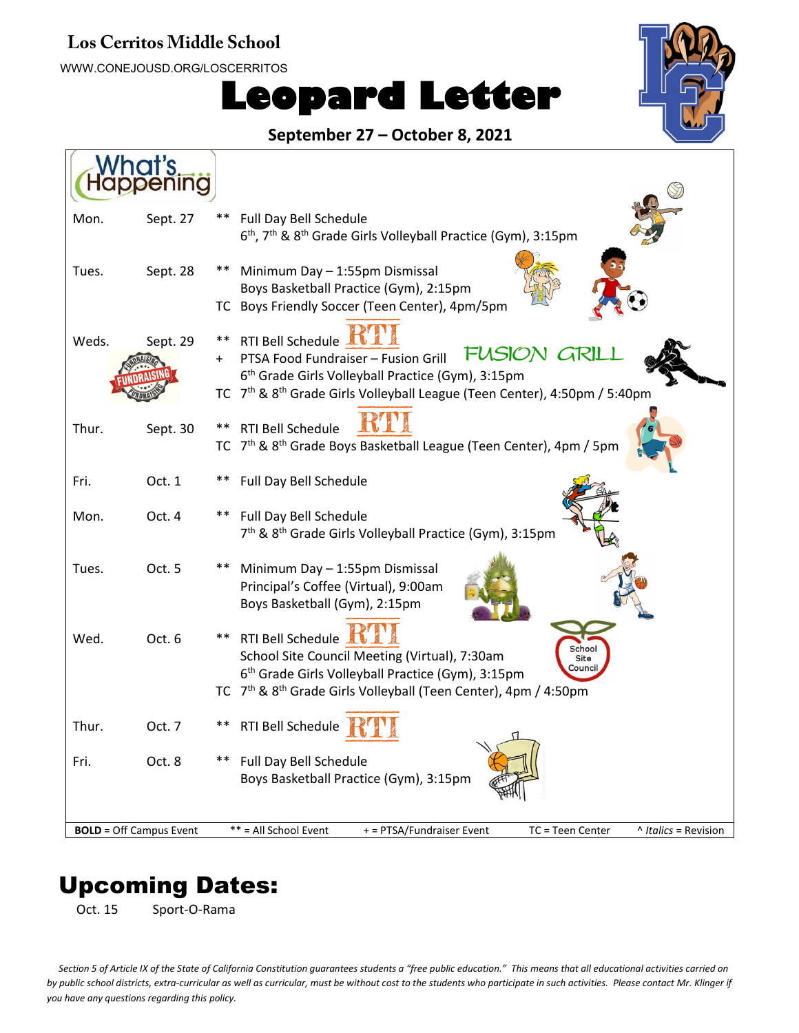# Los Cerritos Middle School

WWW.CONEJOUSD.ORG/LOSCERRITOS

# Leopard Letter

**September 27 – October 8, 2021**

## What's Happening

| Day | Date | | Event |
|---|---|---|---|
| Mon. | Sept. 27 | ** | Full Day Bell Schedule |
| | | | 6th, 7th & 8th Grade Girls Volleyball Practice (Gym), 3:15pm |
| Tues. | Sept. 28 | ** | Minimum Day – 1:55pm Dismissal |
| | | | Boys Basketball Practice (Gym), 2:15pm |
| | | TC | Boys Friendly Soccer (Teen Center), 4pm/5pm |
| Weds. | Sept. 29 | ** | RTI Bell Schedule |
| | | + | PTSA Food Fundraiser – Fusion Grill |
| | | | 6th Grade Girls Volleyball Practice (Gym), 3:15pm |
| | | TC | 7th & 8th Grade Girls Volleyball League (Teen Center), 4:50pm / 5:40pm |
| Thur. | Sept. 30 | ** | RTI Bell Schedule |
| | | TC | 7th & 8th Grade Boys Basketball League (Teen Center), 4pm / 5pm |
| Fri. | Oct. 1 | ** | Full Day Bell Schedule |
| Mon. | Oct. 4 | ** | Full Day Bell Schedule |
| | | | 7th & 8th Grade Girls Volleyball Practice (Gym), 3:15pm |
| Tues. | Oct. 5 | ** | Minimum Day – 1:55pm Dismissal |
| | | | Principal's Coffee (Virtual), 9:00am |
| | | | Boys Basketball (Gym), 2:15pm |
| Wed. | Oct. 6 | ** | RTI Bell Schedule |
| | | | School Site Council Meeting (Virtual), 7:30am |
| | | | 6th Grade Girls Volleyball Practice (Gym), 3:15pm |
| | | TC | 7th & 8th Grade Girls Volleyball (Teen Center), 4pm / 4:50pm |
| Thur. | Oct. 7 | ** | RTI Bell Schedule |
| Fri. | Oct. 8 | ** | Full Day Bell Schedule |
| | | | Boys Basketball Practice (Gym), 3:15pm |

**BOLD** = Off Campus Event ** = All School Event + = PTSA/Fundraiser Event TC = Teen Center ^ *Italics* = Revision

# Upcoming Dates:

Oct. 15 Sport-O-Rama

*Section 5 of Article IX of the State of California Constitution guarantees students a "free public education." This means that all educational activities carried on by public school districts, extra-curricular as well as curricular, must be without cost to the students who participate in such activities. Please contact Mr. Klinger if you have any questions regarding this policy.*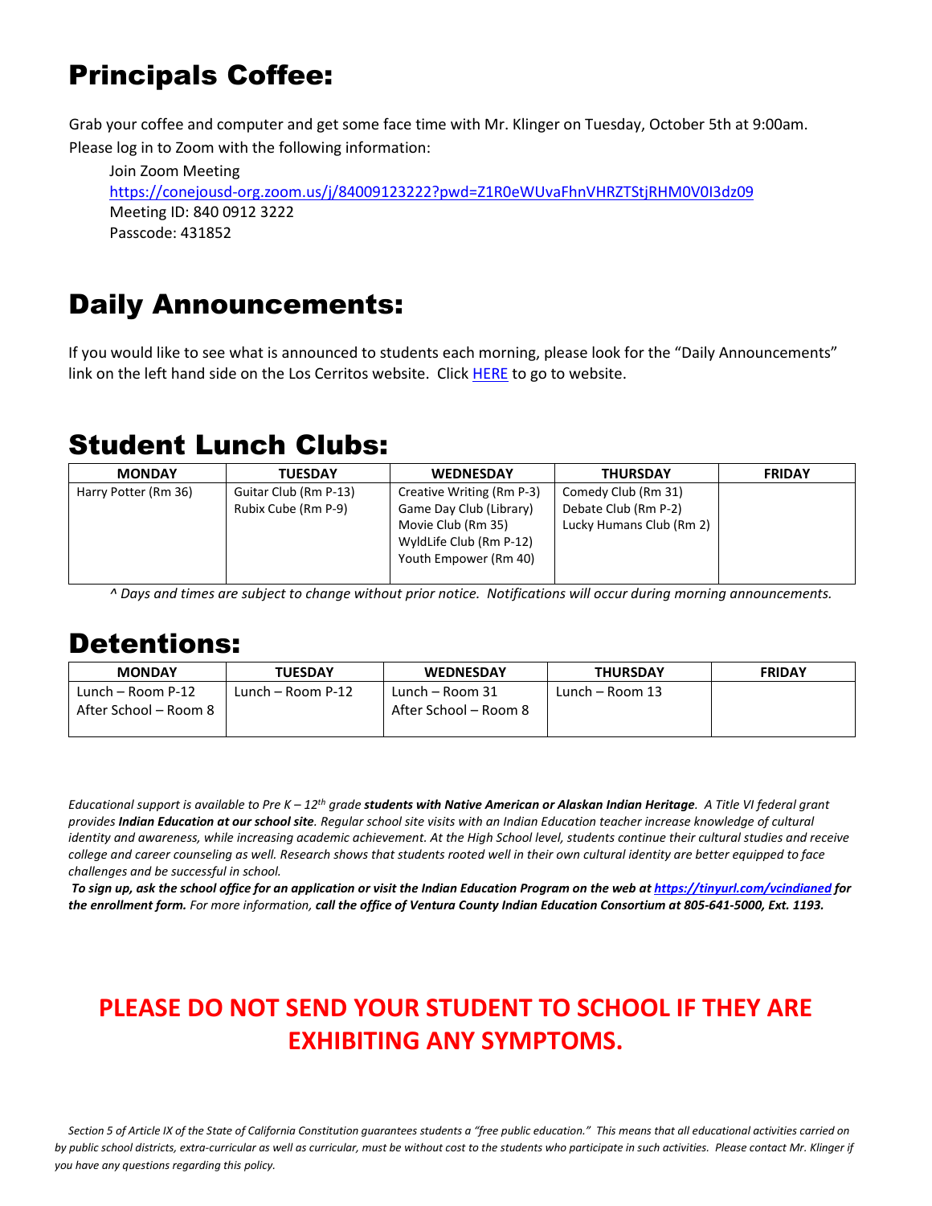# Principals Coffee:

Grab your coffee and computer and get some face time with Mr. Klinger on Tuesday, October 5th at 9:00am. Please log in to Zoom with the following information:

Join Zoom Meeting
https://conejousd-org.zoom.us/j/84009123222?pwd=Z1R0eWUvaFhnVHRZTStjRHM0V0I3dz09
Meeting ID: 840 0912 3222
Passcode: 431852

# Daily Announcements:

If you would like to see what is announced to students each morning, please look for the "Daily Announcements" link on the left hand side on the Los Cerritos website. Click HERE to go to website.

# Student Lunch Clubs:

| MONDAY | TUESDAY | WEDNESDAY | THURSDAY | FRIDAY |
|---|---|---|---|---|
| Harry Potter (Rm 36) | Guitar Club (Rm P-13)<br>Rubix Cube (Rm P-9) | Creative Writing (Rm P-3)<br>Game Day Club (Library)<br>Movie Club (Rm 35)<br>WyldLife Club (Rm P-12)<br>Youth Empower (Rm 40) | Comedy Club (Rm 31)<br>Debate Club (Rm P-2)<br>Lucky Humans Club (Rm 2) | |

*^ Days and times are subject to change without prior notice. Notifications will occur during morning announcements.*

# Detentions:

| MONDAY | TUESDAY | WEDNESDAY | THURSDAY | FRIDAY |
|---|---|---|---|---|
| Lunch – Room P-12<br>After School – Room 8 | Lunch – Room P-12 | Lunch – Room 31<br>After School – Room 8 | Lunch – Room 13 | |

*Educational support is available to Pre K – 12th grade* ***students with Native American or Alaskan Indian Heritage****. A Title VI federal grant provides* ***Indian Education at our school site****. Regular school site visits with an Indian Education teacher increase knowledge of cultural identity and awareness, while increasing academic achievement. At the High School level, students continue their cultural studies and receive college and career counseling as well. Research shows that students rooted well in their own cultural identity are better equipped to face challenges and be successful in school.*

***To sign up, ask the school office for an application or visit the Indian Education Program on the web at https://tinyurl.com/vcindianed for the enrollment form.*** *For more information,* ***call the office of Ventura County Indian Education Consortium at 805-641-5000, Ext. 1193.***

**PLEASE DO NOT SEND YOUR STUDENT TO SCHOOL IF THEY ARE EXHIBITING ANY SYMPTOMS.**

*Section 5 of Article IX of the State of California Constitution guarantees students a "free public education." This means that all educational activities carried on by public school districts, extra-curricular as well as curricular, must be without cost to the students who participate in such activities. Please contact Mr. Klinger if you have any questions regarding this policy.*